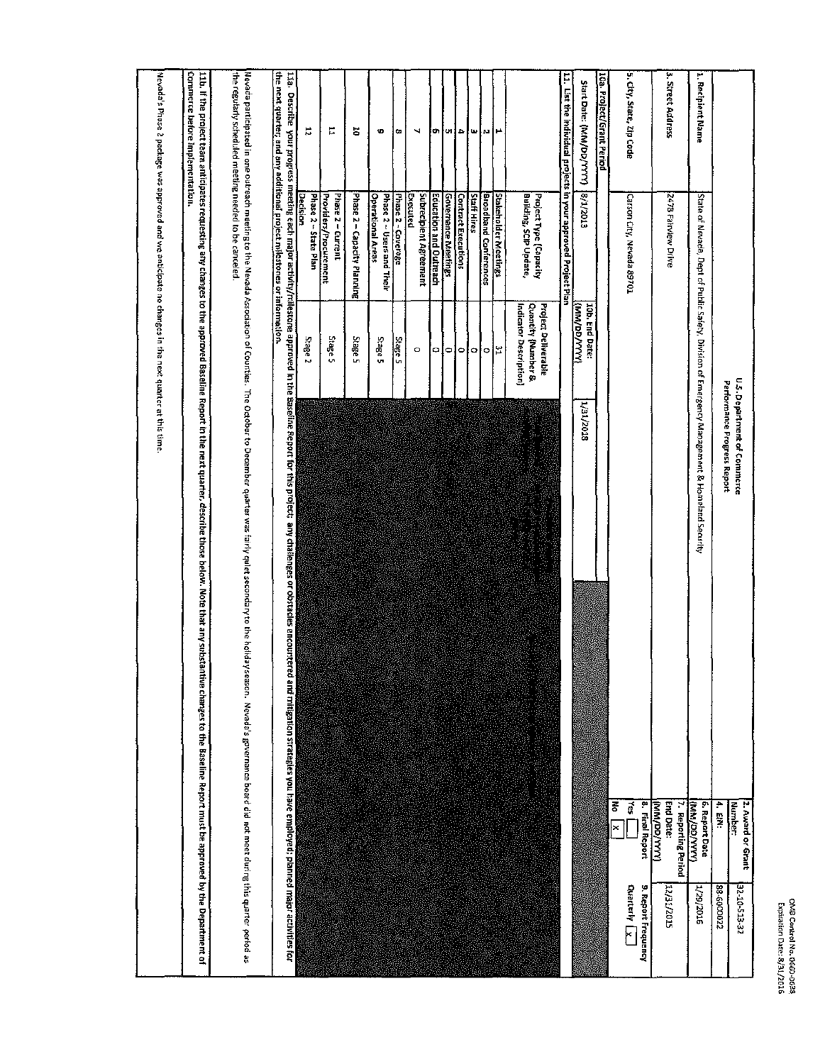OMB Control No. 0660-0038
Expiration Date: 8/31/2016

# U.S. Department of Commerce
## Performance Progress Report

| | | | |
|---|---|---|---|
| **1. Recipient Name** | State of Nevada, Dept of Public Safety, Division of Emergency Management & Homeland Security | **2. Award or Grant Number:** | 32-10-S13-32 |
| | | **4. EIN:** | 88-6000022 |
| **3. Street Address** | 2478 Fairview Drive | **6. Report Date (MM/DD/YYYY)** | 1/29/2016 |
| | | **7. Reporting Period End Date: (MM/DD/YYYY)** | 12/31/2015 |
| **5. City, State, Zip Code** | Carson City, Nevada 89701 | **8. Final Report** Yes [ ] No [X] | **9. Report Frequency** Quarterly [X] |

**10a. Project/Grant Period**

| Start Date: (MM/DD/YYYY) | 8/1/2013 | 10b. End Date: (MM/DD/YYYY) | 1/31/2018 |
|---|---|---|---|

**11. List the individual projects in your approved Project Plan**

| | Project Type (Capacity Building, SCIP Update, | Project Deliverable Quantity (Number & Indicator Description) |
|---|---|---|
| 1 | Stakeholder Meetings | 31 |
| 2 | Broadband Conferences | 0 |
| 3 | Staff Hires | 0 |
| 4 | Contract Executions | 0 |
| 5 | Governance Meetings | 0 |
| 6 | Education and Outreach | 0 |
| 7 | Subrecipient Agreement Executed | 0 |
| 8 | Phase 2 - Coverage | Stage 5 |
| 9 | Phase 2 - Users and Their Operational Areas | Stage 5 |
| 10 | Phase 2 – Capacity Planning | Stage 5 |
| 11 | Phase 2 – Current Providers/Procurement | Stage 5 |
| 12 | Phase 2 – State Plan Decision | Stage 2 |

**11a. Describe your progress meeting each major activity/milestone approved in the Baseline Report for this project; any challenges or obstacles encountered and mitigation strategies you have employed; planned major activities for the next quarter; and any additional project milestones or information.**

Nevada participated in one outreach meeting to the Nevada Association of Counties. The October to December quarter was fairly quiet secondary to the holiday season. Nevada's governance board did not meet during this quarter period as the regularly scheduled meeting needed to be canceled.

**11b. If the project team anticipates requesting any changes to the approved Baseline Report in the next quarter, describe those below. Note that any substantive changes to the Baseline Report must be approved by the Department of Commerce before implementation.**

Nevada's Phase 2 package was approved and we anticipate no changes in the next quarter at this time.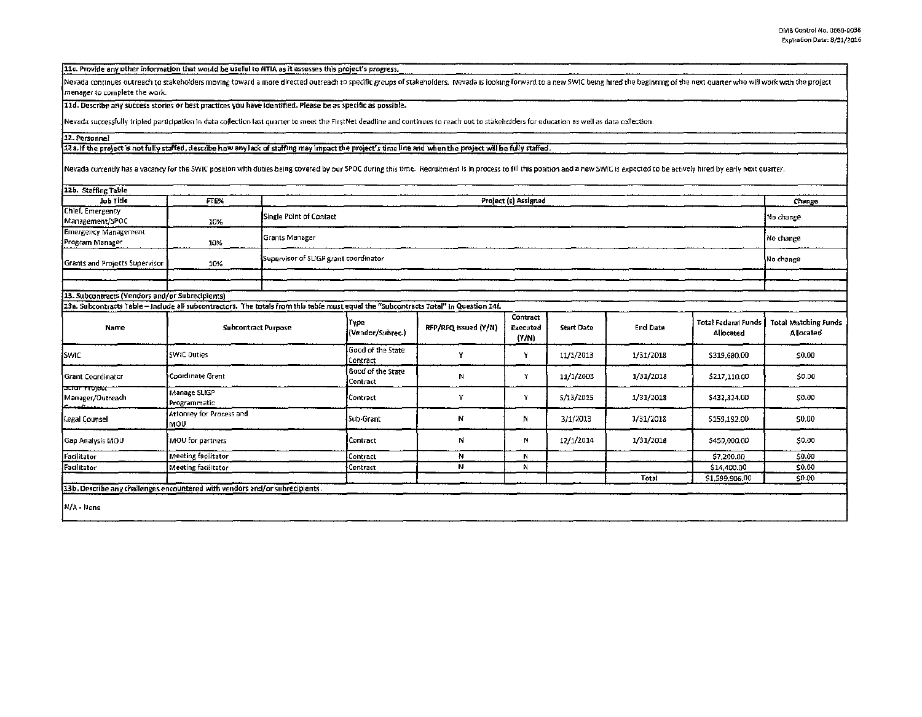**11c. Provide any other information that would be useful to NTIA as it assesses this project's progress.**

Nevada continues outreach to stakeholders moving toward a more directed outreach to specific groups of stakeholders. Nevada is looking forward to a new SWIC being hired the beginning of the next quarter who will work with the project manager to complete the work.

**11d. Describe any success stories or best practices you have identified. Please be as specific as possible.**

Nevada successfully tripled participation in data collection last quarter to meet the FirstNet deadline and continues to reach out to stakeholders for education as well as data collection.

**12. Personnel**

**12a. If the project is not fully staffed, describe how any lack of staffing may impact the project's time line and when the project will be fully staffed.**

Nevada currently has a vacancy for the SWIC position with duties being covered by our SPOC during this time. Recruitment is in process to fill this position and a new SWIC is expected to be actively hired by early next quarter.

**12b. Staffing Table**

| Job Title | FTE% | Project (s) Assigned | Change |
|---|---|---|---|
| Chief, Emergency Management/SPOC | 10% | Single Point of Contact | No change |
| Emergency Management Program Manager | 10% | Grants Manager | No change |
| Grants and Projects Supervisor | 10% | Supervisor of SLIGP grant coordinator | No change |
| | | | |

**13. Subcontracts (Vendors and/or Subrecipients)**

**13a. Subcontracts Table – Include all subcontractors. The totals from this table must equal the "Subcontracts Total" in Question 14f.**

| Name | Subcontract Purpose | Type (Vendor/Subrec.) | RFP/RFQ Issued (Y/N) | Contract Executed (Y/N) | Start Date | End Date | Total Federal Funds Allocated | Total Matching Funds Allocated |
|---|---|---|---|---|---|---|---|---|
| SWIC | SWIC Duties | Good of the State Contract | Y | Y | 11/1/2013 | 1/31/2018 | $319,680.00 | $0.00 |
| Grant Coordinator | Coordinate Grant | Good of the State Contract | N | Y | 11/1/2003 | 1/31/2018 | $217,110.00 | $0.00 |
| Senior Project Manager/Outreach Coordinator | Manage SLIGP Programmatic | Contract | Y | Y | 5/13/2015 | 1/31/2018 | $432,324.00 | $0.00 |
| Legal Counsel | Attorney for Process and MOU | Sub-Grant | N | N | 3/1/2013 | 1/31/2018 | $159,192.00 | $0.00 |
| Gap Analysis MOU | MOU for partners | Contract | N | N | 12/1/2014 | 1/31/2018 | $450,000.00 | $0.00 |
| Facilitator | Meeting facilitator | Contract | N | N | | | $7,200.00 | $0.00 |
| Facilitator | Meeting facilitator | Contract | N | N | | | $14,400.00 | $0.00 |
| | | | | | | Total | $1,599,906.00 | $0.00 |

**13b. Describe any challenges encountered with vendors and/or subrecipients.**

N/A - None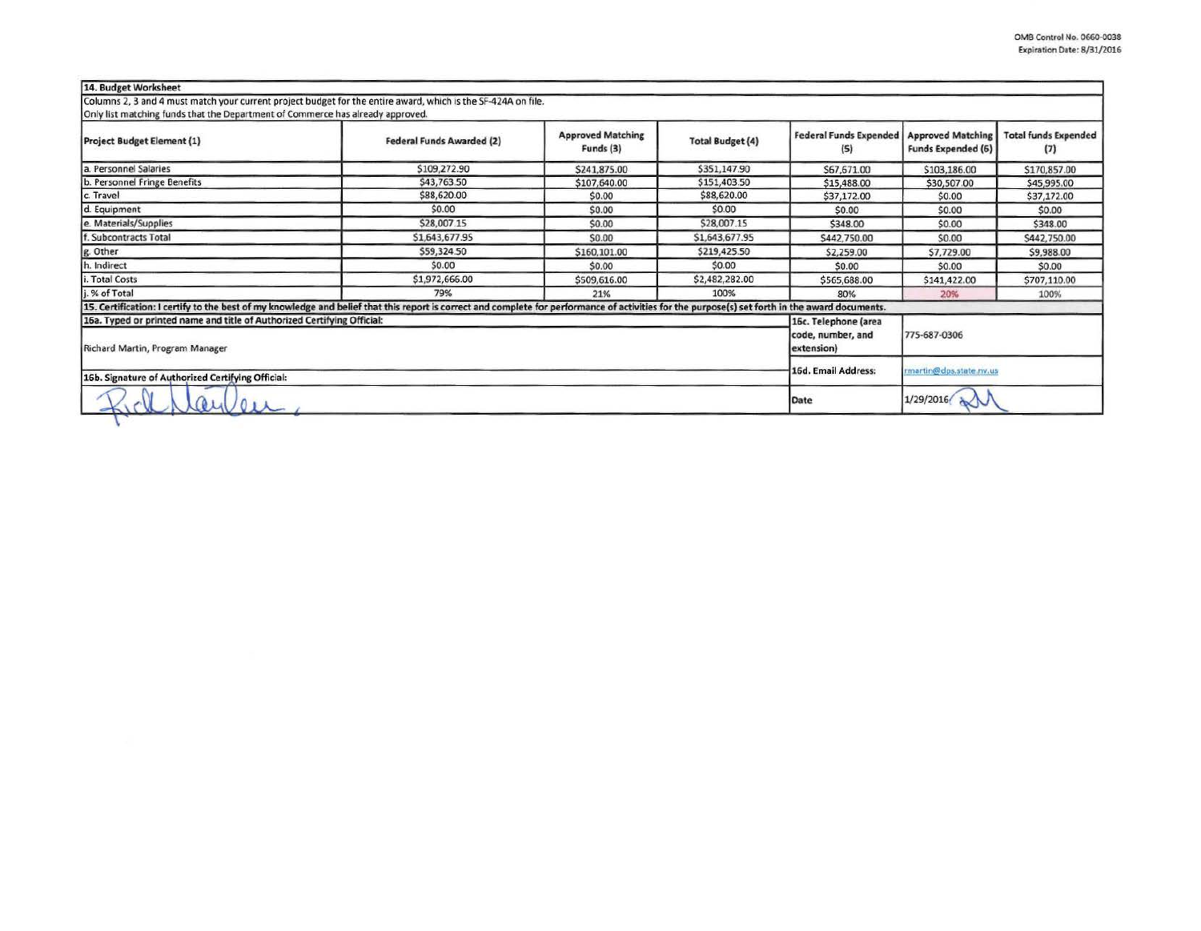OMB Control No. 0660-0038
Expiration Date: 8/31/2016

## 14. Budget Worksheet

Columns 2, 3 and 4 must match your current project budget for the entire award, which is the SF-424A on file.
Only list matching funds that the Department of Commerce has already approved.

| Project Budget Element (1) | Federal Funds Awarded (2) | Approved Matching Funds (3) | Total Budget (4) | Federal Funds Expended (5) | Approved Matching Funds Expended (6) | Total funds Expended (7) |
|---|---|---|---|---|---|---|
| a. Personnel Salaries | $109,272.90 | $241,875.00 | $351,147.90 | $67,671.00 | $103,186.00 | $170,857.00 |
| b. Personnel Fringe Benefits | $43,763.50 | $107,640.00 | $151,403.50 | $15,488.00 | $30,507.00 | $45,995.00 |
| c. Travel | $88,620.00 | $0.00 | $88,620.00 | $37,172.00 | $0.00 | $37,172.00 |
| d. Equipment | $0.00 | $0.00 | $0.00 | $0.00 | $0.00 | $0.00 |
| e. Materials/Supplies | $28,007.15 | $0.00 | $28,007.15 | $348.00 | $0.00 | $348.00 |
| f. Subcontracts Total | $1,643,677.95 | $0.00 | $1,643,677.95 | $442,750.00 | $0.00 | $442,750.00 |
| g. Other | $59,324.50 | $160,101.00 | $219,425.50 | $2,259.00 | $7,729.00 | $9,988.00 |
| h. Indirect | $0.00 | $0.00 | $0.00 | $0.00 | $0.00 | $0.00 |
| i. Total Costs | $1,972,666.00 | $509,616.00 | $2,482,282.00 | $565,688.00 | $141,422.00 | $707,110.00 |
| j. % of Total | 79% | 21% | 100% | 80% | 20% | 100% |

**15. Certification: I certify to the best of my knowledge and belief that this report is correct and complete for performance of activities for the purpose(s) set forth in the award documents.**

| | |
|---|---|
| **16a. Typed or printed name and title of Authorized Certifying Official:** Richard Martin, Program Manager | **16c. Telephone (area code, number, and extension)** 775-687-0306 |
| **16b. Signature of Authorized Certifying Official:** Rick Martin | **16d. Email Address:** rmartin@dps.state.nv.us |
| | **Date** 1/29/2016 |